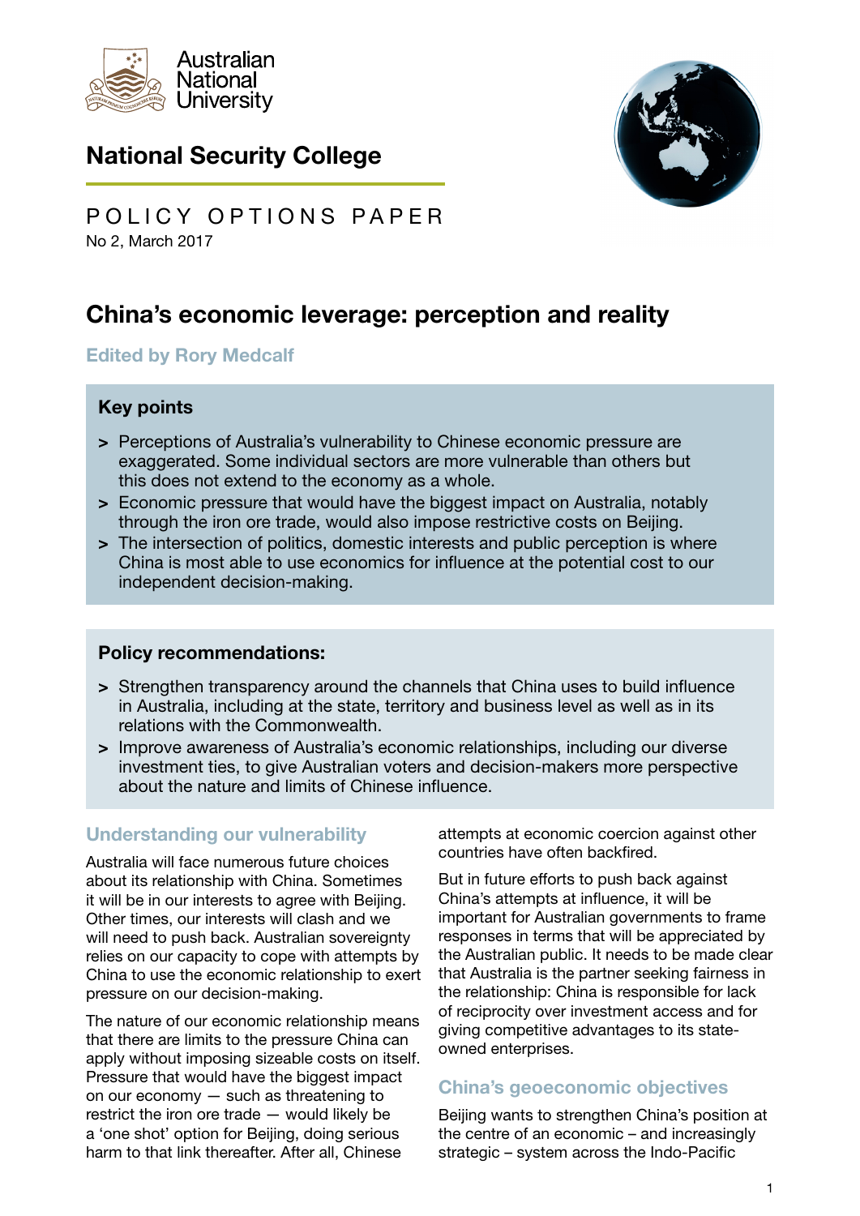Australian National University

# National Security College

POLICY OPTIONS PAPER

No 2, March 2017

## China's economic leverage: perception and reality

**Edited by Rory Medcalf**

### Key points

- Perceptions of Australia's vulnerability to Chinese economic pressure are exaggerated. Some individual sectors are more vulnerable than others but this does not extend to the economy as a whole.
- Economic pressure that would have the biggest impact on Australia, notably through the iron ore trade, would also impose restrictive costs on Beijing.
- The intersection of politics, domestic interests and public perception is where China is most able to use economics for influence at the potential cost to our independent decision-making.

### Policy recommendations:

- Strengthen transparency around the channels that China uses to build influence in Australia, including at the state, territory and business level as well as in its relations with the Commonwealth.
- Improve awareness of Australia's economic relationships, including our diverse investment ties, to give Australian voters and decision-makers more perspective about the nature and limits of Chinese influence.

### Understanding our vulnerability

Australia will face numerous future choices about its relationship with China. Sometimes it will be in our interests to agree with Beijing. Other times, our interests will clash and we will need to push back. Australian sovereignty relies on our capacity to cope with attempts by China to use the economic relationship to exert pressure on our decision-making.

The nature of our economic relationship means that there are limits to the pressure China can apply without imposing sizeable costs on itself. Pressure that would have the biggest impact on our economy — such as threatening to restrict the iron ore trade — would likely be a 'one shot' option for Beijing, doing serious harm to that link thereafter. After all, Chinese attempts at economic coercion against other countries have often backfired.

But in future efforts to push back against China's attempts at influence, it will be important for Australian governments to frame responses in terms that will be appreciated by the Australian public. It needs to be made clear that Australia is the partner seeking fairness in the relationship: China is responsible for lack of reciprocity over investment access and for giving competitive advantages to its state-owned enterprises.

### China's geoeconomic objectives

Beijing wants to strengthen China's position at the centre of an economic – and increasingly strategic – system across the Indo-Pacific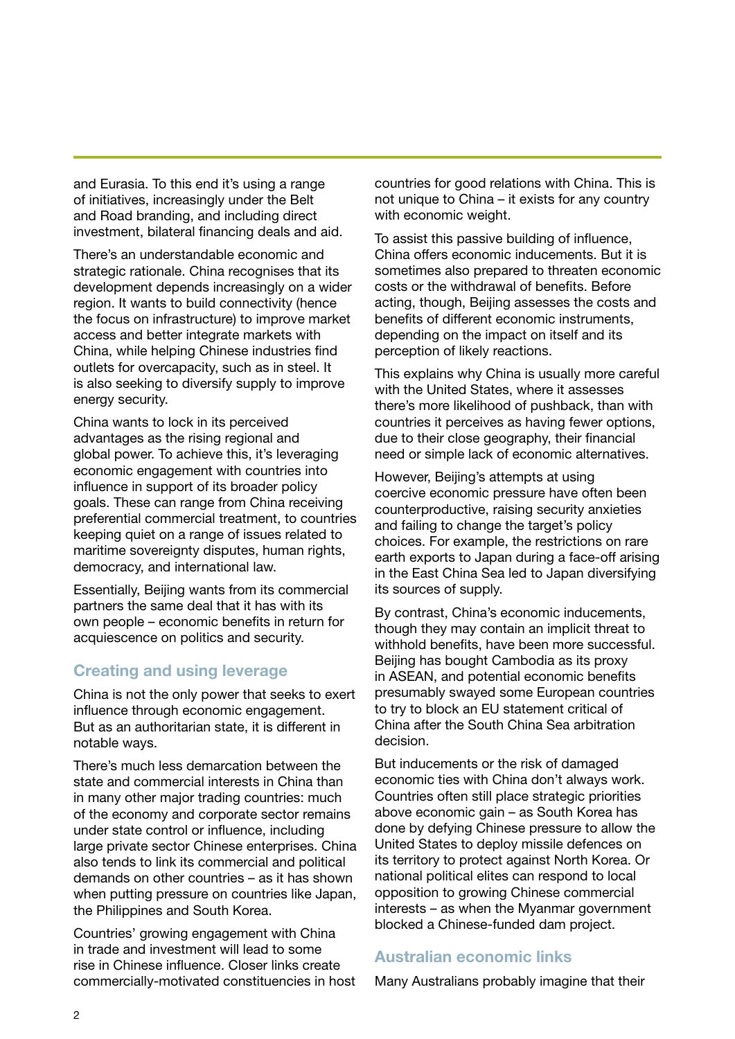and Eurasia. To this end it's using a range of initiatives, increasingly under the Belt and Road branding, and including direct investment, bilateral financing deals and aid.

There's an understandable economic and strategic rationale. China recognises that its development depends increasingly on a wider region. It wants to build connectivity (hence the focus on infrastructure) to improve market access and better integrate markets with China, while helping Chinese industries find outlets for overcapacity, such as in steel. It is also seeking to diversify supply to improve energy security.

China wants to lock in its perceived advantages as the rising regional and global power. To achieve this, it's leveraging economic engagement with countries into influence in support of its broader policy goals. These can range from China receiving preferential commercial treatment, to countries keeping quiet on a range of issues related to maritime sovereignty disputes, human rights, democracy, and international law.

Essentially, Beijing wants from its commercial partners the same deal that it has with its own people – economic benefits in return for acquiescence on politics and security.

## Creating and using leverage

China is not the only power that seeks to exert influence through economic engagement. But as an authoritarian state, it is different in notable ways.

There's much less demarcation between the state and commercial interests in China than in many other major trading countries: much of the economy and corporate sector remains under state control or influence, including large private sector Chinese enterprises. China also tends to link its commercial and political demands on other countries – as it has shown when putting pressure on countries like Japan, the Philippines and South Korea.

Countries' growing engagement with China in trade and investment will lead to some rise in Chinese influence. Closer links create commercially-motivated constituencies in host countries for good relations with China. This is not unique to China – it exists for any country with economic weight.

To assist this passive building of influence, China offers economic inducements. But it is sometimes also prepared to threaten economic costs or the withdrawal of benefits. Before acting, though, Beijing assesses the costs and benefits of different economic instruments, depending on the impact on itself and its perception of likely reactions.

This explains why China is usually more careful with the United States, where it assesses there's more likelihood of pushback, than with countries it perceives as having fewer options, due to their close geography, their financial need or simple lack of economic alternatives.

However, Beijing's attempts at using coercive economic pressure have often been counterproductive, raising security anxieties and failing to change the target's policy choices. For example, the restrictions on rare earth exports to Japan during a face-off arising in the East China Sea led to Japan diversifying its sources of supply.

By contrast, China's economic inducements, though they may contain an implicit threat to withhold benefits, have been more successful. Beijing has bought Cambodia as its proxy in ASEAN, and potential economic benefits presumably swayed some European countries to try to block an EU statement critical of China after the South China Sea arbitration decision.

But inducements or the risk of damaged economic ties with China don't always work. Countries often still place strategic priorities above economic gain – as South Korea has done by defying Chinese pressure to allow the United States to deploy missile defences on its territory to protect against North Korea. Or national political elites can respond to local opposition to growing Chinese commercial interests – as when the Myanmar government blocked a Chinese-funded dam project.

## Australian economic links

Many Australians probably imagine that their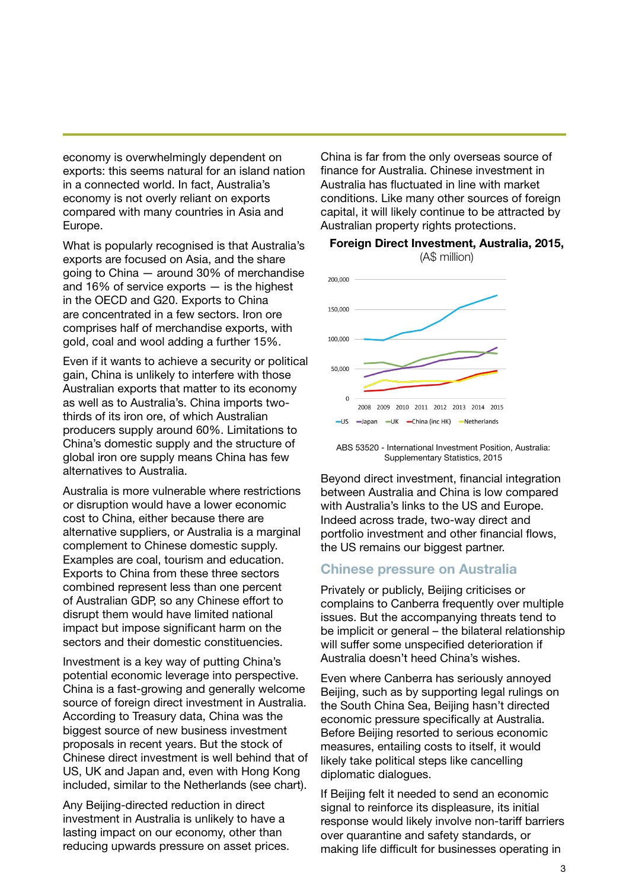economy is overwhelmingly dependent on exports: this seems natural for an island nation in a connected world. In fact, Australia's economy is not overly reliant on exports compared with many countries in Asia and Europe.

What is popularly recognised is that Australia's exports are focused on Asia, and the share going to China — around 30% of merchandise and 16% of service exports — is the highest in the OECD and G20. Exports to China are concentrated in a few sectors. Iron ore comprises half of merchandise exports, with gold, coal and wool adding a further 15%.

Even if it wants to achieve a security or political gain, China is unlikely to interfere with those Australian exports that matter to its economy as well as to Australia's. China imports two-thirds of its iron ore, of which Australian producers supply around 60%. Limitations to China's domestic supply and the structure of global iron ore supply means China has few alternatives to Australia.

Australia is more vulnerable where restrictions or disruption would have a lower economic cost to China, either because there are alternative suppliers, or Australia is a marginal complement to Chinese domestic supply. Examples are coal, tourism and education. Exports to China from these three sectors combined represent less than one percent of Australian GDP, so any Chinese effort to disrupt them would have limited national impact but impose significant harm on the sectors and their domestic constituencies.

Investment is a key way of putting China's potential economic leverage into perspective. China is a fast-growing and generally welcome source of foreign direct investment in Australia. According to Treasury data, China was the biggest source of new business investment proposals in recent years. But the stock of Chinese direct investment is well behind that of US, UK and Japan and, even with Hong Kong included, similar to the Netherlands (see chart).

Any Beijing-directed reduction in direct investment in Australia is unlikely to have a lasting impact on our economy, other than reducing upwards pressure on asset prices.

China is far from the only overseas source of finance for Australia. Chinese investment in Australia has fluctuated in line with market conditions. Like many other sources of foreign capital, it will likely continue to be attracted by Australian property rights protections.

**Foreign Direct Investment, Australia, 2015,**
(A$ million)

ABS 53520 - International Investment Position, Australia: Supplementary Statistics, 2015

Beyond direct investment, financial integration between Australia and China is low compared with Australia's links to the US and Europe. Indeed across trade, two-way direct and portfolio investment and other financial flows, the US remains our biggest partner.

## Chinese pressure on Australia

Privately or publicly, Beijing criticises or complains to Canberra frequently over multiple issues. But the accompanying threats tend to be implicit or general – the bilateral relationship will suffer some unspecified deterioration if Australia doesn't heed China's wishes.

Even where Canberra has seriously annoyed Beijing, such as by supporting legal rulings on the South China Sea, Beijing hasn't directed economic pressure specifically at Australia. Before Beijing resorted to serious economic measures, entailing costs to itself, it would likely take political steps like cancelling diplomatic dialogues.

If Beijing felt it needed to send an economic signal to reinforce its displeasure, its initial response would likely involve non-tariff barriers over quarantine and safety standards, or making life difficult for businesses operating in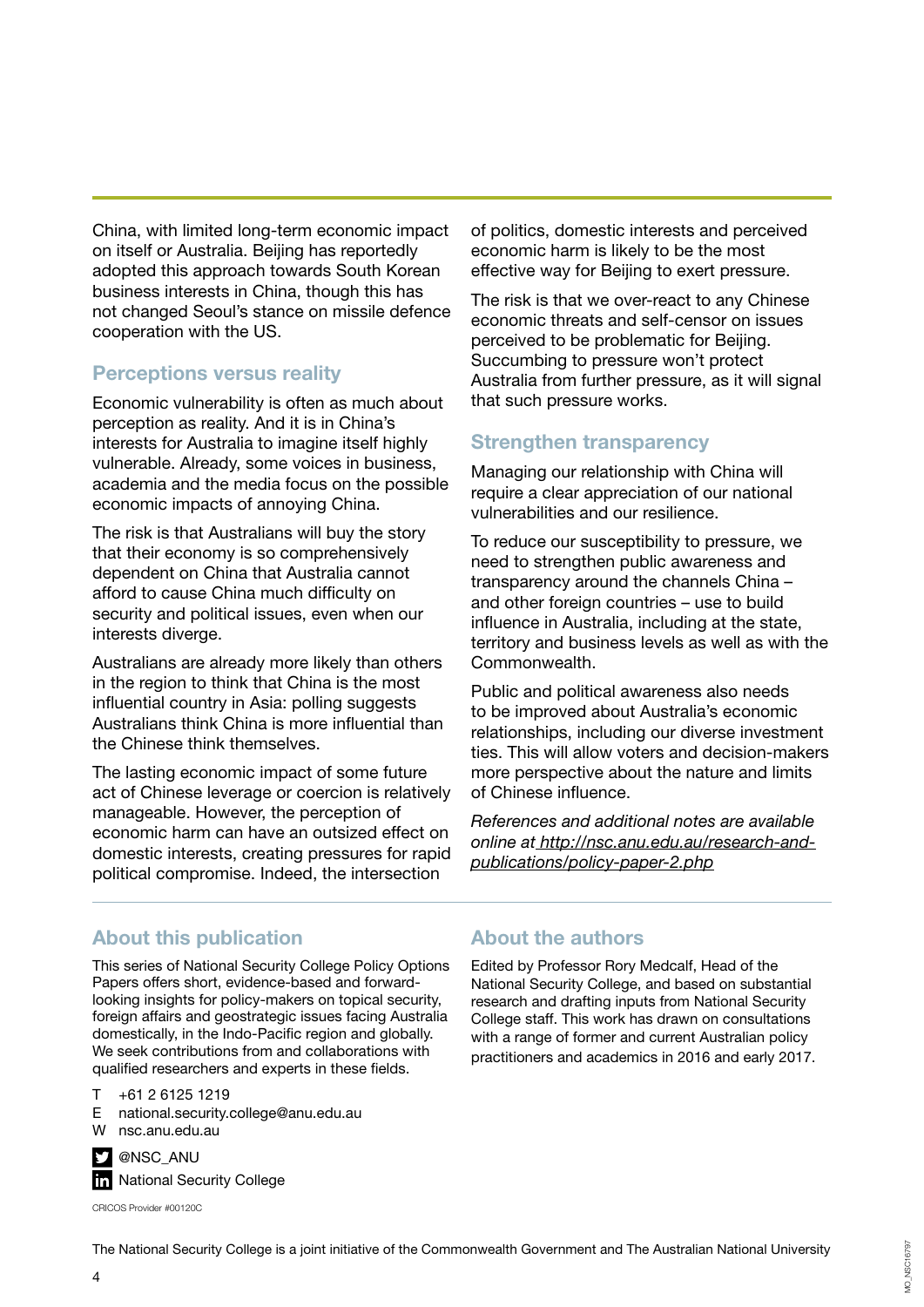China, with limited long-term economic impact on itself or Australia. Beijing has reportedly adopted this approach towards South Korean business interests in China, though this has not changed Seoul's stance on missile defence cooperation with the US.

## Perceptions versus reality

Economic vulnerability is often as much about perception as reality. And it is in China's interests for Australia to imagine itself highly vulnerable. Already, some voices in business, academia and the media focus on the possible economic impacts of annoying China.

The risk is that Australians will buy the story that their economy is so comprehensively dependent on China that Australia cannot afford to cause China much difficulty on security and political issues, even when our interests diverge.

Australians are already more likely than others in the region to think that China is the most influential country in Asia: polling suggests Australians think China is more influential than the Chinese think themselves.

The lasting economic impact of some future act of Chinese leverage or coercion is relatively manageable. However, the perception of economic harm can have an outsized effect on domestic interests, creating pressures for rapid political compromise. Indeed, the intersection of politics, domestic interests and perceived economic harm is likely to be the most effective way for Beijing to exert pressure.

The risk is that we over-react to any Chinese economic threats and self-censor on issues perceived to be problematic for Beijing. Succumbing to pressure won't protect Australia from further pressure, as it will signal that such pressure works.

## Strengthen transparency

Managing our relationship with China will require a clear appreciation of our national vulnerabilities and our resilience.

To reduce our susceptibility to pressure, we need to strengthen public awareness and transparency around the channels China – and other foreign countries – use to build influence in Australia, including at the state, territory and business levels as well as with the Commonwealth.

Public and political awareness also needs to be improved about Australia's economic relationships, including our diverse investment ties. This will allow voters and decision-makers more perspective about the nature and limits of Chinese influence.

*References and additional notes are available online at http://nsc.anu.edu.au/research-and-publications/policy-paper-2.php*

## About this publication

This series of National Security College Policy Options Papers offers short, evidence-based and forward-looking insights for policy-makers on topical security, foreign affairs and geostrategic issues facing Australia domestically, in the Indo-Pacific region and globally. We seek contributions from and collaborations with qualified researchers and experts in these fields.

T +61 2 6125 1219
E national.security.college@anu.edu.au
W nsc.anu.edu.au

@NSC_ANU
National Security College

CRICOS Provider #00120C

## About the authors

Edited by Professor Rory Medcalf, Head of the National Security College, and based on substantial research and drafting inputs from National Security College staff. This work has drawn on consultations with a range of former and current Australian policy practitioners and academics in 2016 and early 2017.

The National Security College is a joint initiative of the Commonwealth Government and The Australian National University